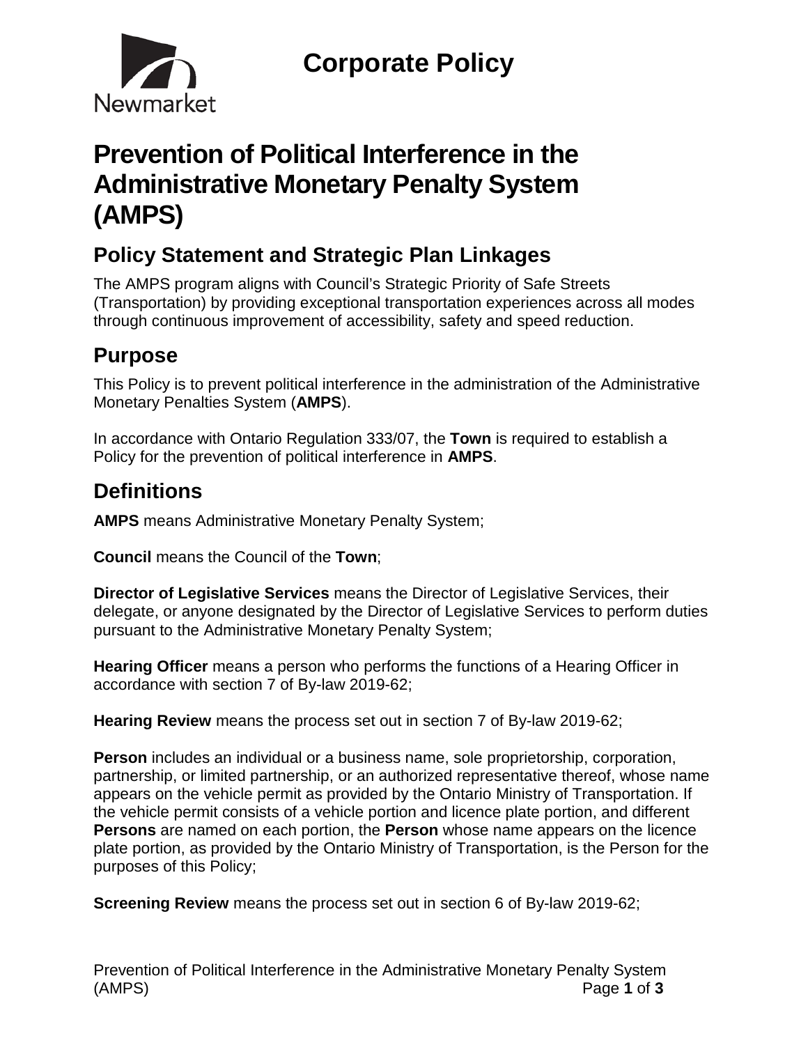# Corporate Policy

# Prevention of Political Interference in the Administrative Monetary Penalty System (AMPS)

## Policy Statement and Strategic Plan Linkages

The AMPS program aligns with Council's Strategic Priority of Safe Streets (Transportation) by providing exceptional transportation experiences across all modes through continuous improvement of accessibility, safety and speed reduction.

## Purpose

This Policy is to prevent political interference in the administration of the Administrative Monetary Penalties System (**AMPS**).

In accordance with Ontario Regulation 333/07, the **Town** is required to establish a Policy for the prevention of political interference in **AMPS**.

## Definitions

**AMPS** means Administrative Monetary Penalty System;

**Council** means the Council of the **Town**;

**Director of Legislative Services** means the Director of Legislative Services, their delegate, or anyone designated by the Director of Legislative Services to perform duties pursuant to the Administrative Monetary Penalty System;

**Hearing Officer** means a person who performs the functions of a Hearing Officer in accordance with section 7 of By-law 2019-62;

**Hearing Review** means the process set out in section 7 of By-law 2019-62;

**Person** includes an individual or a business name, sole proprietorship, corporation, partnership, or limited partnership, or an authorized representative thereof, whose name appears on the vehicle permit as provided by the Ontario Ministry of Transportation. If the vehicle permit consists of a vehicle portion and licence plate portion, and different **Persons** are named on each portion, the **Person** whose name appears on the licence plate portion, as provided by the Ontario Ministry of Transportation, is the Person for the purposes of this Policy;

**Screening Review** means the process set out in section 6 of By-law 2019-62;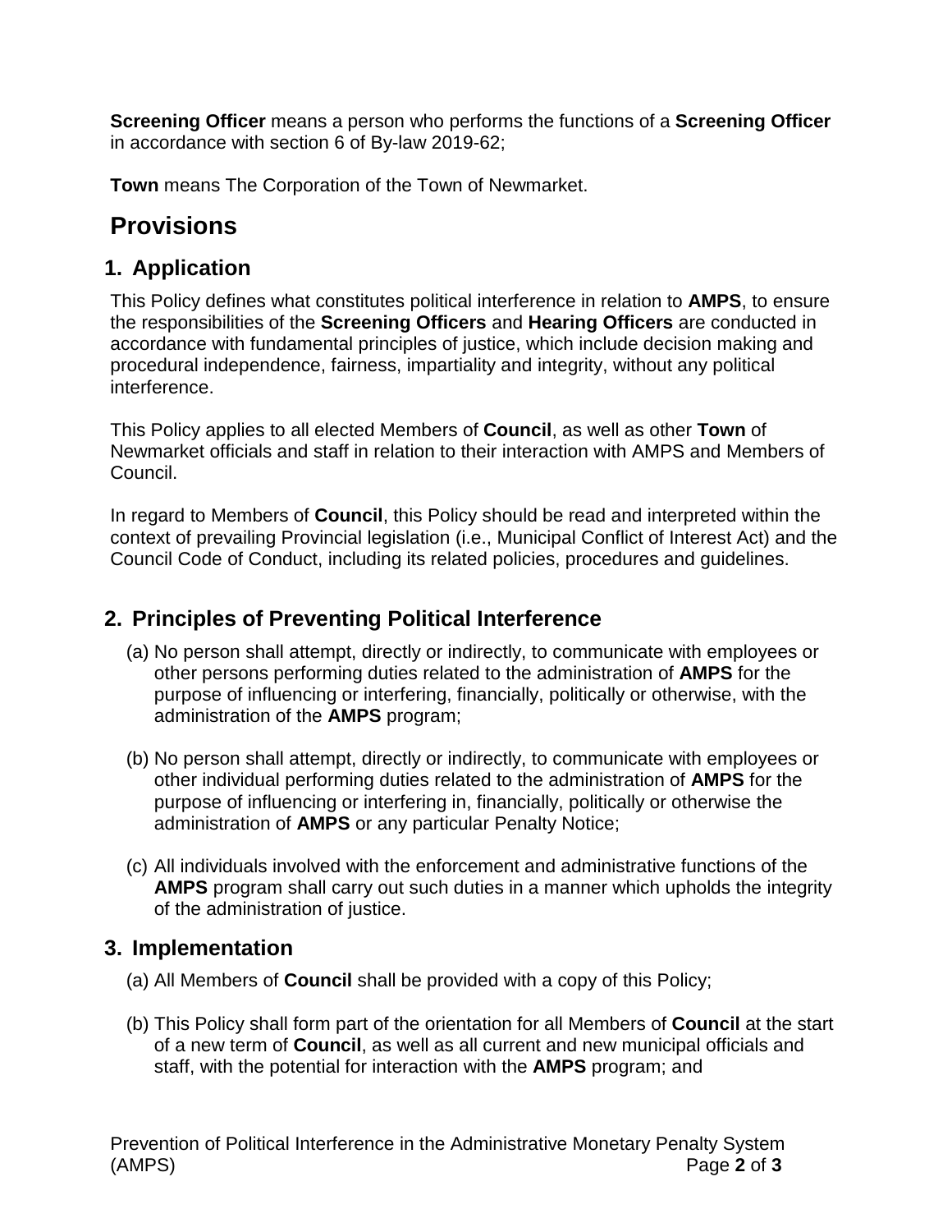**Screening Officer** means a person who performs the functions of a **Screening Officer** in accordance with section 6 of By-law 2019-62;

**Town** means The Corporation of the Town of Newmarket.

# Provisions

## 1. Application

This Policy defines what constitutes political interference in relation to **AMPS**, to ensure the responsibilities of the **Screening Officers** and **Hearing Officers** are conducted in accordance with fundamental principles of justice, which include decision making and procedural independence, fairness, impartiality and integrity, without any political interference.

This Policy applies to all elected Members of **Council**, as well as other **Town** of Newmarket officials and staff in relation to their interaction with AMPS and Members of Council.

In regard to Members of **Council**, this Policy should be read and interpreted within the context of prevailing Provincial legislation (i.e., Municipal Conflict of Interest Act) and the Council Code of Conduct, including its related policies, procedures and guidelines.

## 2. Principles of Preventing Political Interference

(a) No person shall attempt, directly or indirectly, to communicate with employees or other persons performing duties related to the administration of **AMPS** for the purpose of influencing or interfering, financially, politically or otherwise, with the administration of the **AMPS** program;

(b) No person shall attempt, directly or indirectly, to communicate with employees or other individual performing duties related to the administration of **AMPS** for the purpose of influencing or interfering in, financially, politically or otherwise the administration of **AMPS** or any particular Penalty Notice;

(c) All individuals involved with the enforcement and administrative functions of the **AMPS** program shall carry out such duties in a manner which upholds the integrity of the administration of justice.

## 3. Implementation

(a) All Members of **Council** shall be provided with a copy of this Policy;

(b) This Policy shall form part of the orientation for all Members of **Council** at the start of a new term of **Council**, as well as all current and new municipal officials and staff, with the potential for interaction with the **AMPS** program; and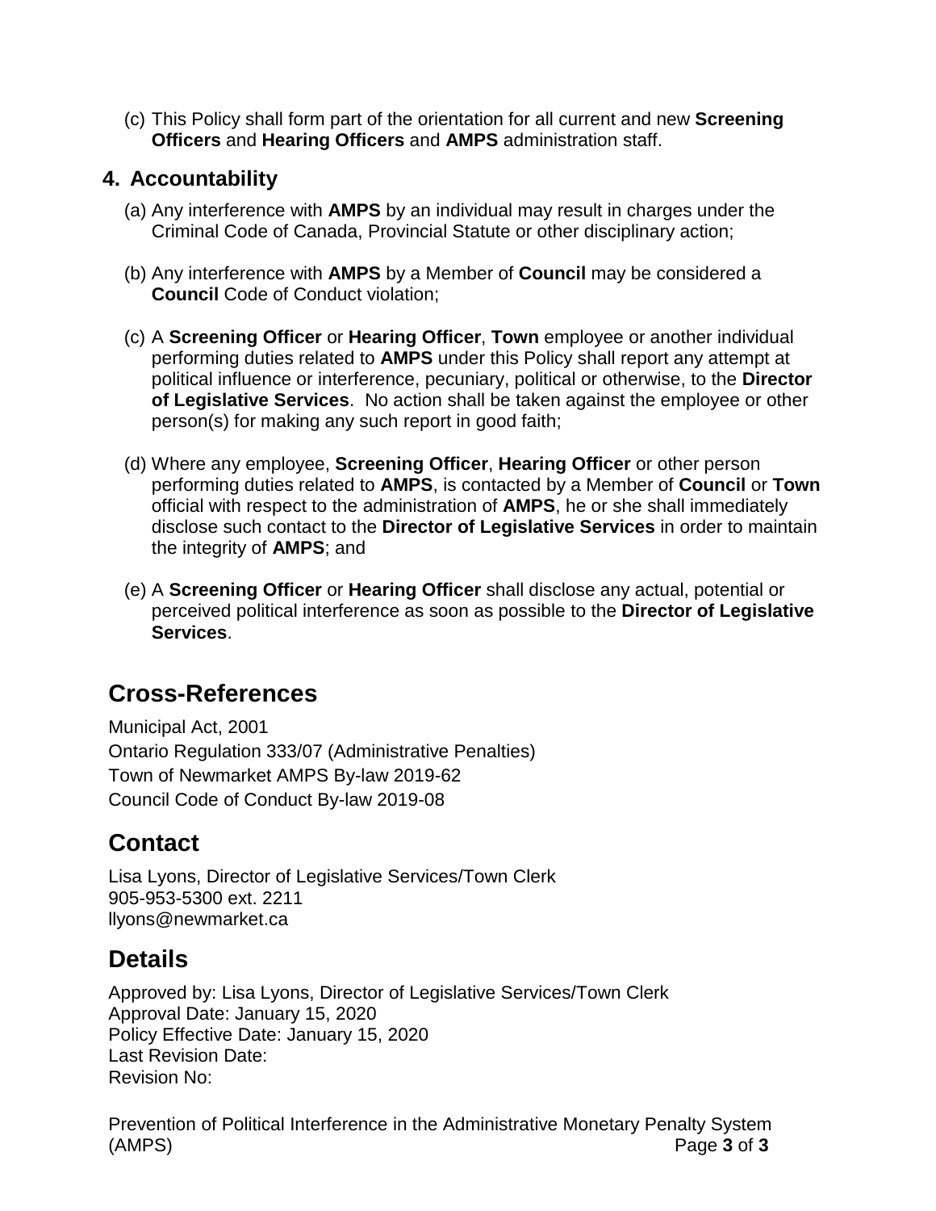(c) This Policy shall form part of the orientation for all current and new **Screening Officers** and **Hearing Officers** and **AMPS** administration staff.

## 4. Accountability

(a) Any interference with **AMPS** by an individual may result in charges under the Criminal Code of Canada, Provincial Statute or other disciplinary action;

(b) Any interference with **AMPS** by a Member of **Council** may be considered a **Council** Code of Conduct violation;

(c) A **Screening Officer** or **Hearing Officer**, **Town** employee or another individual performing duties related to **AMPS** under this Policy shall report any attempt at political influence or interference, pecuniary, political or otherwise, to the **Director of Legislative Services**. No action shall be taken against the employee or other person(s) for making any such report in good faith;

(d) Where any employee, **Screening Officer**, **Hearing Officer** or other person performing duties related to **AMPS**, is contacted by a Member of **Council** or **Town** official with respect to the administration of **AMPS**, he or she shall immediately disclose such contact to the **Director of Legislative Services** in order to maintain the integrity of **AMPS**; and

(e) A **Screening Officer** or **Hearing Officer** shall disclose any actual, potential or perceived political interference as soon as possible to the **Director of Legislative Services**.

# Cross-References

Municipal Act, 2001
Ontario Regulation 333/07 (Administrative Penalties)
Town of Newmarket AMPS By-law 2019-62
Council Code of Conduct By-law 2019-08

# Contact

Lisa Lyons, Director of Legislative Services/Town Clerk
905-953-5300 ext. 2211
llyons@newmarket.ca

# Details

Approved by: Lisa Lyons, Director of Legislative Services/Town Clerk
Approval Date: January 15, 2020
Policy Effective Date: January 15, 2020
Last Revision Date:
Revision No: